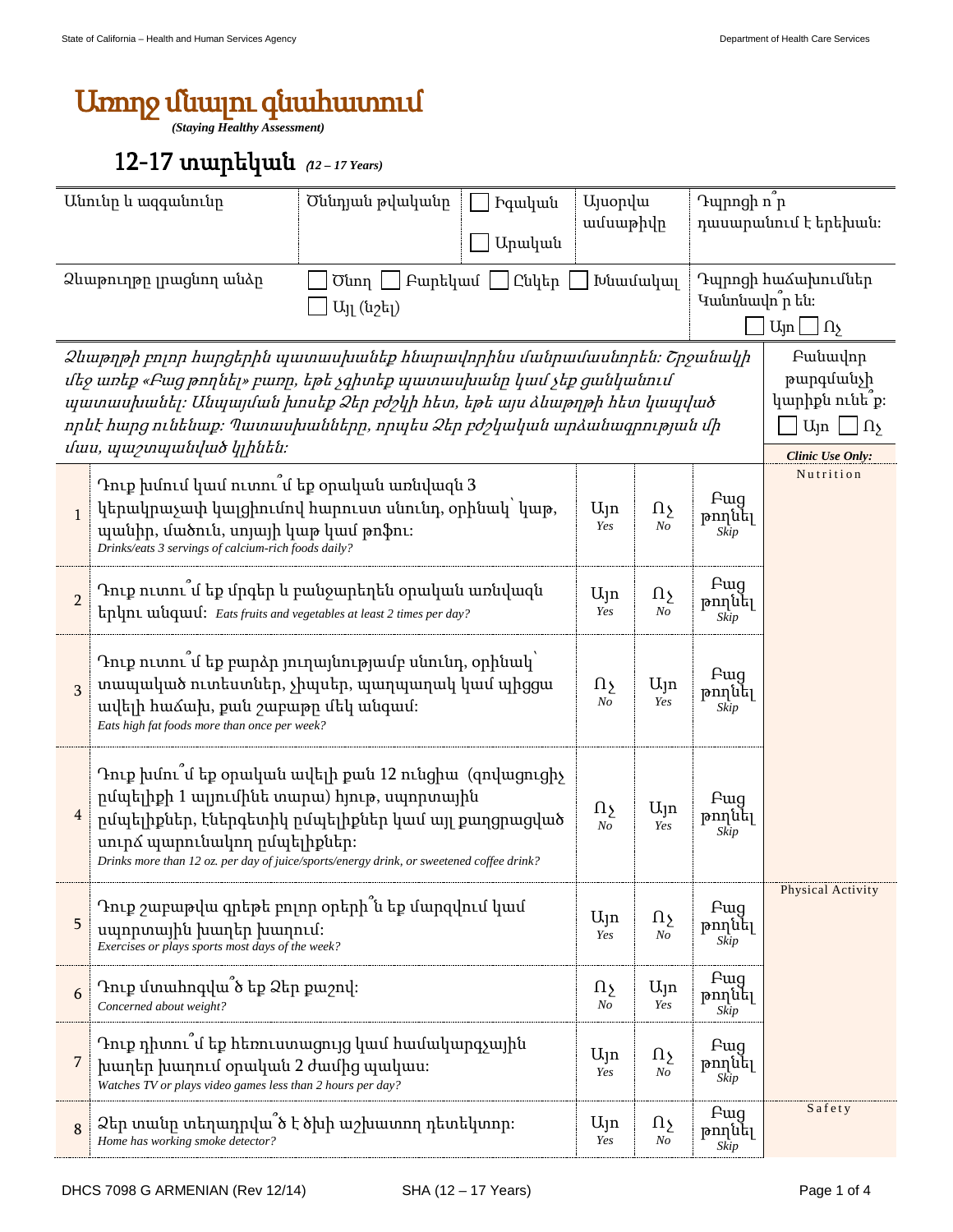# Առողջ մնալու գնահատում

*(Staying Healthy Assessment)*

## 12-17 տարեկան *(12 – 17 Years)*

| Անունը և ազգանունը | Ծննդյան թվականը | ☐ Իգական ☐ Արական | Այսօրվա ամսաթիվը | Դպրոցի ո՞ր դասարանում է երեխան։ |
|---|---|---|---|---|
| Ձևաթուղթը լրացնող անձը | ☐ Ծնող ☐ Բարեկամ ☐ Ընկեր ☐ Խնամակալ ☐ Այլ (նշել) | | | Դպրոցի հաճախումներ Կանոնավո՞ր են։ ☐ Այո ☐ Ոչ |

*Ձևաթղթի բոլոր հարցերին պատասխանեք հնարավորինս մանրամասնորեն։ Շրջանակի մեջ առեք «Բաց թողնել» բառը, եթե չգիտեք պատասխանը կամ չեք ցանկանում պատասխանել։ Անպայման խոսեք Ձեր բժշկի հետ, եթե այս ձևաթղթի հետ կապված որևէ հարց ունենաք։ Պատասխանները, որպես Ձեր բժշկական արձանագրության մի մաս, պաշտպանված կլինեն։*

Բանավոր թարգմանչի կարիքն ունե՞ք։ ☐ Այո ☐ Ոչ

| # | Հարց | | | | *Clinic Use Only:* |
|---|---|---|---|---|---|
| 1 | Դուք խմում կամ ուտու՞մ եք օրական առնվազն 3 կերակրաչափ կալցիումով հարուստ սնունդ, օրինակ՝ կաթ, պանիր, մածուն, սոյայի կաթ կամ թոֆու։ *Drinks/eats 3 servings of calcium-rich foods daily?* | Այո *Yes* | Ոչ *No* | Բաց թողնել *Skip* | Nutrition |
| 2 | Դուք ուտու՞մ եք մրգեր և բանջարեղեն օրական առնվազն երկու անգամ։ *Eats fruits and vegetables at least 2 times per day?* | Այո *Yes* | Ոչ *No* | Բաց թողնել *Skip* | |
| 3 | Դուք ուտու՞մ եք բարձր յուղայնությամբ սնունդ, օրինակ՝ տապակած ուտեստներ, չիպսեր, պաղպաղակ կամ պիցցա ավելի հաճախ, քան շաբաթը մեկ անգամ։ *Eats high fat foods more than once per week?* | Ոչ *No* | Այո *Yes* | Բաց թողնել *Skip* | |
| 4 | Դուք խմու՞մ եք օրական ավելի քան 12 ունցիա (զովացուցիչ ըմպելիքի 1 ալյումինե տարա) հյութ, սպորտային ըմպելիքներ, էներգետիկ ըմպելիքներ կամ այլ քաղցրացված սուրճ պարունակող ըմպելիքներ։ *Drinks more than 12 oz. per day of juice/sports/energy drink, or sweetened coffee drink?* | Ոչ *No* | Այո *Yes* | Բաց թողնել *Skip* | |
| 5 | Դուք շաբաթվա գրեթե բոլոր օրերի՞ն եք մարզվում կամ սպորտային խաղեր խաղում։ *Exercises or plays sports most days of the week?* | Այո *Yes* | Ոչ *No* | Բաց թողնել *Skip* | Physical Activity |
| 6 | Դուք մտահոգվա՞ծ եք Ձեր քաշով։ *Concerned about weight?* | Ոչ *No* | Այո *Yes* | Բաց թողնել *Skip* | |
| 7 | Դուք դիտու՞մ եք հեռուստացույց կամ համակարգչային խաղեր խաղում օրական 2 ժամից պակաս։ *Watches TV or plays video games less than 2 hours per day?* | Այո *Yes* | Ոչ *No* | Բաց թողնել *Skip* | |
| 8 | Ձեր տանը տեղադրվա՞ծ է ծխի աշխատող դետեկտոր։ *Home has working smoke detector?* | Այո *Yes* | Ոչ *No* | Բաց թողնել *Skip* | Safety |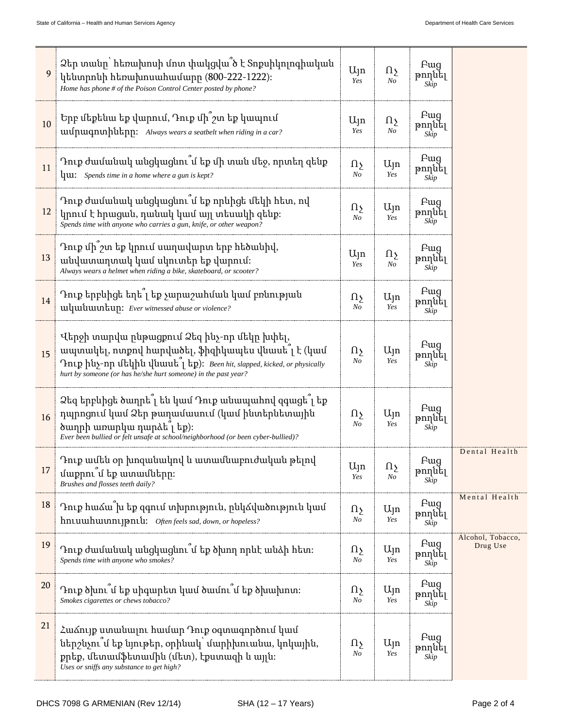| # | Question | | | | |
|---|---|---|---|---|---|
| 9 | Ձեր տանը՝ հեռախոսի մոտ փակցվա՞ծ է Տոքսիկոլոգիական կենտրոնի հեռախոսահամարը (800-222-1222): *Home has phone # of the Poison Control Center posted by phone?* | Այո *Yes* | Ոչ *No* | Բաց թողնել *Skip* | |
| 10 | Երբ մեքենա եք վարում, Դուք մի՞շտ եք կապում ամրագոտիները: *Always wears a seatbelt when riding in a car?* | Այո *Yes* | Ոչ *No* | Բաց թողնել *Skip* | |
| 11 | Դուք ժամանակ անցկացնու՞մ եք մի տան մեջ, որտեղ զենք կա: *Spends time in a home where a gun is kept?* | Ոչ *No* | Այո *Yes* | Բաց թողնել *Skip* | |
| 12 | Դուք ժամանակ անցկացնու՞մ եք որևիցե մեկի հետ, ով կրում է հրացան, դանակ կամ այլ տեսակի զենք: *Spends time with anyone who carries a gun, knife, or other weapon?* | Ոչ *No* | Այո *Yes* | Բաց թողնել *Skip* | |
| 13 | Դուք մի՞շտ եք կրում սաղավարտ երբ հեծանիվ, անվատաղտակ կամ սկուտեր եք վարում: *Always wears a helmet when riding a bike, skateboard, or scooter?* | Այո *Yes* | Ոչ *No* | Բաց թողնել *Skip* | |
| 14 | Դուք երբևիցե եղե՞լ եք չարաշահման կամ բռնության ականատեսը: *Ever witnessed abuse or violence?* | Ոչ *No* | Այո *Yes* | Բաց թողնել *Skip* | |
| 15 | Վերջի տարվա ընթացքում Ձեզ ինչ-որ մեկը խփել, ապտակել, ոտքով հարվածել, ֆիզիկապես վնասե՞լ է (կամ Դուք ինչ-որ մեկին վնասե՞լ եք): *Been hit, slapped, kicked, or physically hurt by someone (or has he/she hurt someone) in the past year?* | Ոչ *No* | Այո *Yes* | Բաց թողնել *Skip* | |
| 16 | Ձեզ երբևիցե ծաղրե՞լ են կամ Դուք անապահով զգացե՞լ եք դպրոցում կամ Ձեր թաղամասում (կամ ինտերնետային ծաղրի առարկա դարձե՞լ եք): *Ever been bullied or felt unsafe at school/neighborhood (or been cyber-bullied)?* | Ոչ *No* | Այո *Yes* | Բաց թողնել *Skip* | |
| 17 | Դուք ամեն օր խոզանակով և ատամնաբուժական թելով մաքրու՞մ եք ատամները: *Brushes and flosses teeth daily?* | Այո *Yes* | Ոչ *No* | Բաց թողնել *Skip* | Dental Health |
| 18 | Դուք հաճա՞խ եք զգում տխրություն, ընկճվածություն կամ հուսահատություն: *Often feels sad, down, or hopeless?* | Ոչ *No* | Այո *Yes* | Բաց թողնել *Skip* | Mental Health |
| 19 | Դուք ժամանակ անցկացնու՞մ եք ծխող որևէ անձի հետ: *Spends time with anyone who smokes?* | Ոչ *No* | Այո *Yes* | Բաց թողնել *Skip* | Alcohol, Tobacco, Drug Use |
| 20 | Դուք ծխու՞մ եք սիգարետ կամ ծամու՞մ եք ծխախոտ: *Smokes cigarettes or chews tobacco?* | Ոչ *No* | Այո *Yes* | Բաց թողնել *Skip* | |
| 21 | Հաճույք ստանալու համար Դուք օգտագործում կամ ներշնչու՞մ եք նյութեր, օրինակ՝ մարիխուանա, կոկային, քրեք, մետամֆետամին (մետ), էքստազի և այլն: *Uses or sniffs any substance to get high?* | Ոչ *No* | Այո *Yes* | Բաց թողնել *Skip* | |

DHCS 7098 G ARMENIAN (Rev 12/14) SHA (12 – 17 Years)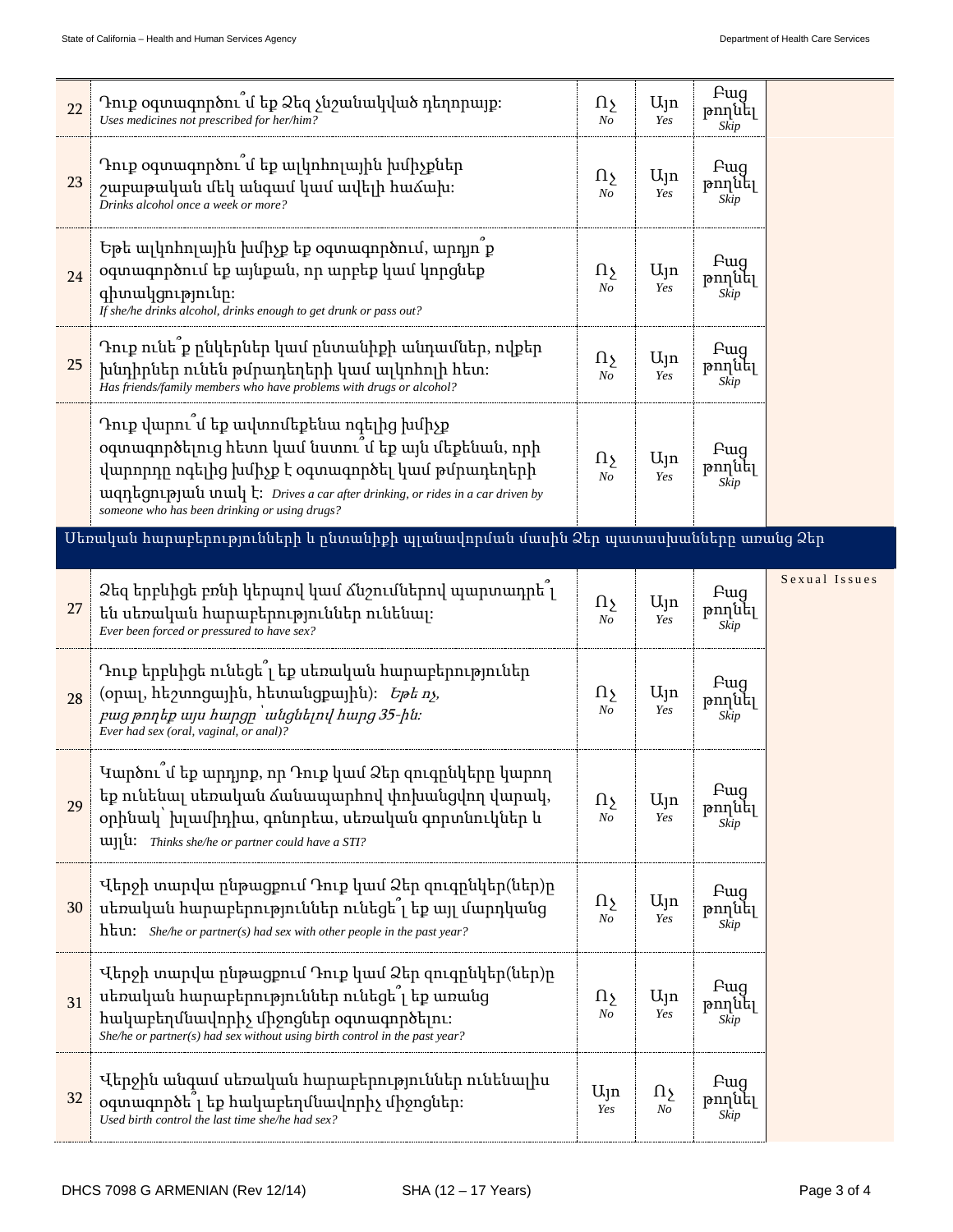| | | | | | |
|---|---|---|---|---|---|
| 22 | Դուք օգտագործու՞մ եք Ձեզ չնշանակված դեղորայք: *Uses medicines not prescribed for her/him?* | Ոչ *No* | Այո *Yes* | Բաց թողնել *Skip* | |
| 23 | Դուք օգտագործու՞մ եք ալկոհոլային խմիչքներ շաբաթական մեկ անգամ կամ ավելի հաճախ: *Drinks alcohol once a week or more?* | Ոչ *No* | Այո *Yes* | Բաց թողնել *Skip* | |
| 24 | Եթե ալկոհոլային խմիչք եք օգտագործում, արդյո՞ք օգտագործում եք այնքան, որ արբեք կամ կորցնեք գիտակցությունը: *If she/he drinks alcohol, drinks enough to get drunk or pass out?* | Ոչ *No* | Այո *Yes* | Բաց թողնել *Skip* | |
| 25 | Դուք ունե՞ք ընկերներ կամ ընտանիքի անդամներ, ովքեր խնդիրներ ունեն թմրադեղերի կամ ալկոհոլի հետ: *Has friends/family members who have problems with drugs or alcohol?* | Ոչ *No* | Այո *Yes* | Բաց թողնել *Skip* | |
| | Դուք վարու՞մ եք ավտոմեքենա ոգելից խմիչք օգտագործելուց հետո կամ նստու՞մ եք այն մեքենան, որի վարորդը ոգելից խմիչք է օգտագործել կամ թմրադեղերի ազդեցության տակ է: *Drives a car after drinking, or rides in a car driven by someone who has been drinking or using drugs?* | Ոչ *No* | Այո *Yes* | Բաց թողնել *Skip* | |

## Սեռական հարաբերությունների և ընտանիքի պլանավորման մասին Ձեր պատասխանները առանց Ձեր

| | | | | | Sexual Issues |
|---|---|---|---|---|---|
| 27 | Ձեզ երբևիցե բռնի կերպով կամ ճնշումներով պարտադրե՞լ են սեռական հարաբերություններ ունենալ: *Ever been forced or pressured to have sex?* | Ոչ *No* | Այո *Yes* | Բաց թողնել *Skip* | |
| 28 | Դուք երբևիցե ունեցե՞լ եք սեռական հարաբերություններ (օրալ, հեշտոցային, հետանցքային): *Եթե ոչ, բաց թողեք այս հարցը՝ անցնելով հարց 35-ին:* *Ever had sex (oral, vaginal, or anal)?* | Ոչ *No* | Այո *Yes* | Բաց թողնել *Skip* | |
| 29 | Կարծու՞մ եք արդյոք, որ Դուք կամ Ձեր զուգընկերը կարող եք ունենալ սեռական ճանապարհով փոխանցվող վարակ, օրինակ՝ խլամիդիա, գոնորեա, սեռական գորտնուկներ և այլն: *Thinks she/he or partner could have a STI?* | Ոչ *No* | Այո *Yes* | Բաց թողնել *Skip* | |
| 30 | Վերջի տարվա ընթացքում Դուք կամ Ձեր զուգընկեր(ներ)ը սեռական հարաբերություններ ունեցե՞լ եք այլ մարդկանց հետ: *She/he or partner(s) had sex with other people in the past year?* | Ոչ *No* | Այո *Yes* | Բաց թողնել *Skip* | |
| 31 | Վերջի տարվա ընթացքում Դուք կամ Ձեր զուգընկեր(ներ)ը սեռական հարաբերություններ ունեցե՞լ եք առանց հակաբեղմնավորիչ միջոցներ օգտագործելու: *She/he or partner(s) had sex without using birth control in the past year?* | Ոչ *No* | Այո *Yes* | Բաց թողնել *Skip* | |
| 32 | Վերջին անգամ սեռական հարաբերություններ ունենալիս օգտագործե՞լ եք հակաբեղմնավորիչ միջոցներ: *Used birth control the last time she/he had sex?* | Այո *Yes* | Ոչ *No* | Բաց թողնել *Skip* | |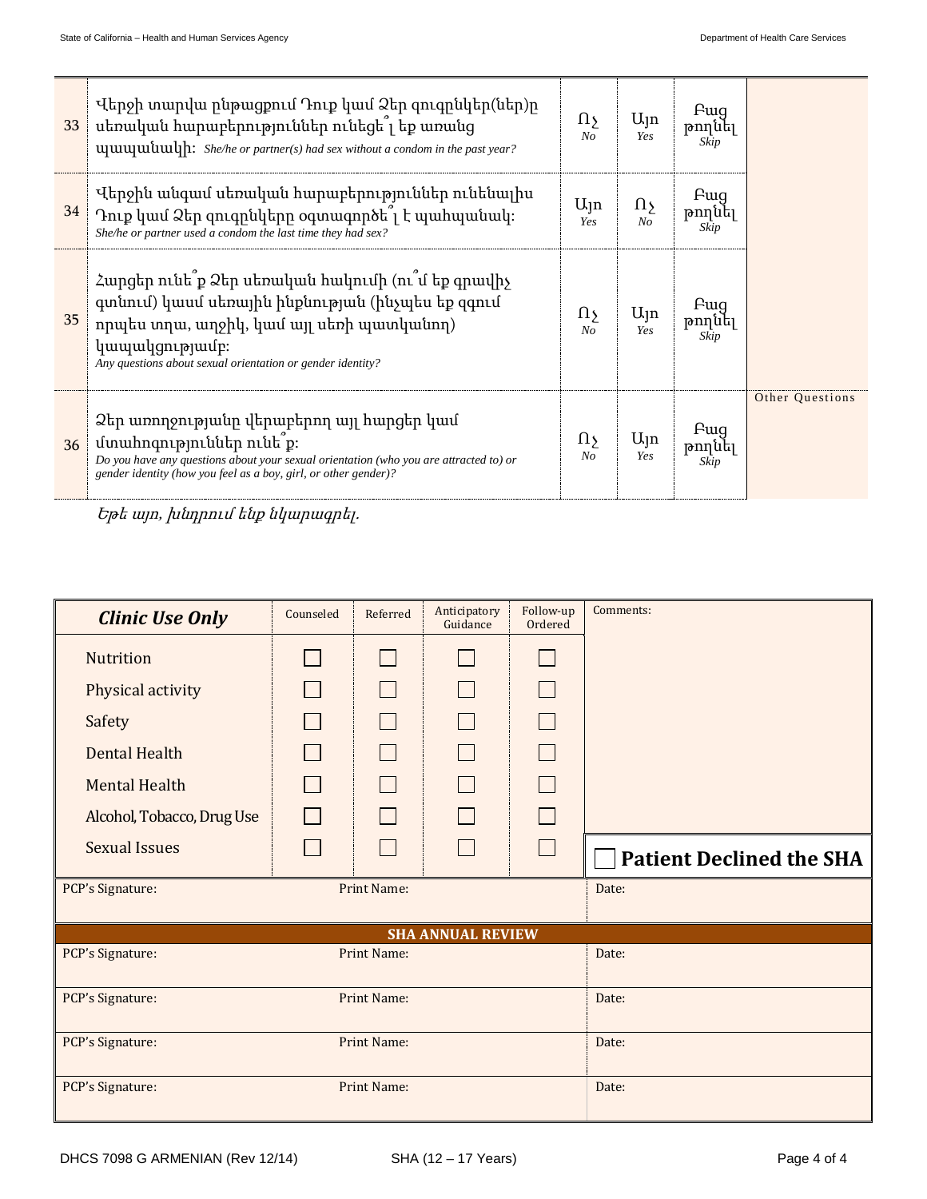| | | | | | |
|---|---|---|---|---|---|
| 33 | Վերջի տարվա ընթացքում Դուք կամ Ձեր զուգընկեր(ներ)ը սեռական հարաբերություններ ունեցե՞լ եք առանց պահպանակի: *She/he or partner(s) had sex without a condom in the past year?* | Ոչ *No* | Այո *Yes* | Բաց թողնել *Skip* | |
| 34 | Վերջին անգամ սեռական հարաբերություններ ունենալիս Դուք կամ Ձեր զուգընկերը օգտագործե՞լ է պահպանակ: *She/he or partner used a condom the last time they had sex?* | Այո *Yes* | Ոչ *No* | Բաց թողնել *Skip* | |
| 35 | Հարցեր ունե՞ք Ձեր սեռական հակումի (ու՞մ եք գրավիչ գտնում) կամ սեռային ինքնության (ինչպես եք զգում որպես տղա, աղջիկ, կամ այլ սեռի պատկանող) կապակցությամբ: *Any questions about sexual orientation or gender identity?* | Ոչ *No* | Այո *Yes* | Բաց թողնել *Skip* | |
| 36 | Ձեր առողջությանը վերաբերող այլ հարցեր կամ մտահոգություններ ունե՞ք: *Do you have any questions about your sexual orientation (who you are attracted to) or gender identity (how you feel as a boy, girl, or other gender)?* | Ոչ *No* | Այո *Yes* | Բաց թողնել *Skip* | Other Questions |

*Եթե այո, խնդրում ենք նկարագրել.*

| ***Clinic Use Only*** | Counseled | Referred | Anticipatory Guidance | Follow-up Ordered | Comments: |
|---|---|---|---|---|---|
| Nutrition | ☐ | ☐ | ☐ | ☐ | |
| Physical activity | ☐ | ☐ | ☐ | ☐ | |
| Safety | ☐ | ☐ | ☐ | ☐ | |
| Dental Health | ☐ | ☐ | ☐ | ☐ | |
| Mental Health | ☐ | ☐ | ☐ | ☐ | |
| Alcohol, Tobacco, Drug Use | ☐ | ☐ | ☐ | ☐ | |
| Sexual Issues | ☐ | ☐ | ☐ | ☐ | ☐ **Patient Declined the SHA** |

| | | |
|---|---|---|
| PCP's Signature: | Print Name: | Date: |

| **SHA ANNUAL REVIEW** | | |
|---|---|---|
| PCP's Signature: | Print Name: | Date: |
| PCP's Signature: | Print Name: | Date: |
| PCP's Signature: | Print Name: | Date: |
| PCP's Signature: | Print Name: | Date: |